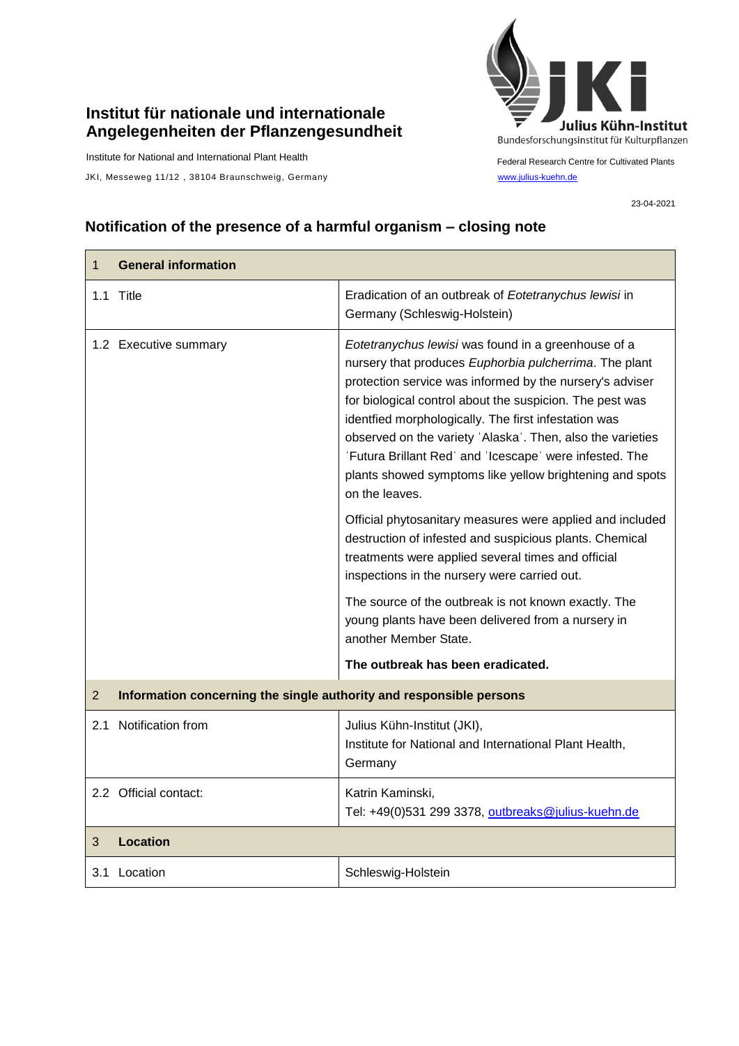**Institut für nationale und internationale Angelegenheiten der Pflanzengesundheit**

Institute for National and International Plant Health

JKI, Messeweg 11/12 , 38104 Braunschweig, Germany

Julius Kühn-Institut
Bundesforschungsinstitut für Kulturpflanzen

Federal Research Centre for Cultivated Plants
www.julius-kuehn.de

23-04-2021

## Notification of the presence of a harmful organism – closing note

| 1 **General information** | |
|---|---|
| 1.1 Title | Eradication of an outbreak of *Eotetranychus lewisi* in Germany (Schleswig-Holstein) |
| 1.2 Executive summary | *Eotetranychus lewisi* was found in a greenhouse of a nursery that produces *Euphorbia pulcherrima*. The plant protection service was informed by the nursery's adviser for biological control about the suspicion. The pest was identfied morphologically. The first infestation was observed on the variety 'Alaska'. Then, also the varieties 'Futura Brillant Red' and 'Icescape' were infested. The plants showed symptoms like yellow brightening and spots on the leaves.<br><br>Official phytosanitary measures were applied and included destruction of infested and suspicious plants. Chemical treatments were applied several times and official inspections in the nursery were carried out.<br><br>The source of the outbreak is not known exactly. The young plants have been delivered from a nursery in another Member State.<br><br>**The outbreak has been eradicated.** |
| 2 **Information concerning the single authority and responsible persons** | |
| 2.1 Notification from | Julius Kühn-Institut (JKI),<br>Institute for National and International Plant Health, Germany |
| 2.2 Official contact: | Katrin Kaminski,<br>Tel: +49(0)531 299 3378, outbreaks@julius-kuehn.de |
| 3 **Location** | |
| 3.1 Location | Schleswig-Holstein |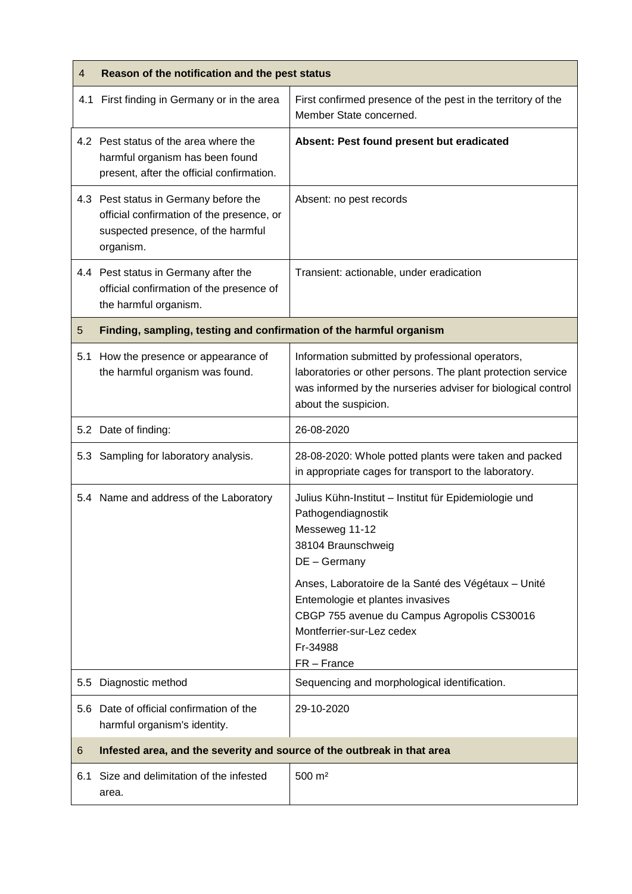| 4 | Reason of the notification and the pest status |
|---|---|
| 4.1 First finding in Germany or in the area | First confirmed presence of the pest in the territory of the Member State concerned. |
| 4.2 Pest status of the area where the harmful organism has been found present, after the official confirmation. | **Absent: Pest found present but eradicated** |
| 4.3 Pest status in Germany before the official confirmation of the presence, or suspected presence, of the harmful organism. | Absent: no pest records |
| 4.4 Pest status in Germany after the official confirmation of the presence of the harmful organism. | Transient: actionable, under eradication |
| **5 Finding, sampling, testing and confirmation of the harmful organism** | |
| 5.1 How the presence or appearance of the harmful organism was found. | Information submitted by professional operators, laboratories or other persons. The plant protection service was informed by the nurseries adviser for biological control about the suspicion. |
| 5.2 Date of finding: | 26-08-2020 |
| 5.3 Sampling for laboratory analysis. | 28-08-2020: Whole potted plants were taken and packed in appropriate cages for transport to the laboratory. |
| 5.4 Name and address of the Laboratory | Julius Kühn-Institut – Institut für Epidemiologie und Pathogendiagnostik<br>Messeweg 11-12<br>38104 Braunschweig<br>DE – Germany<br><br>Anses, Laboratoire de la Santé des Végétaux – Unité Entemologie et plantes invasives<br>CBGP 755 avenue du Campus Agropolis CS30016<br>Montferrier-sur-Lez cedex<br>Fr-34988<br>FR – France |
| 5.5 Diagnostic method | Sequencing and morphological identification. |
| 5.6 Date of official confirmation of the harmful organism's identity. | 29-10-2020 |
| **6 Infested area, and the severity and source of the outbreak in that area** | |
| 6.1 Size and delimitation of the infested area. | 500 m² |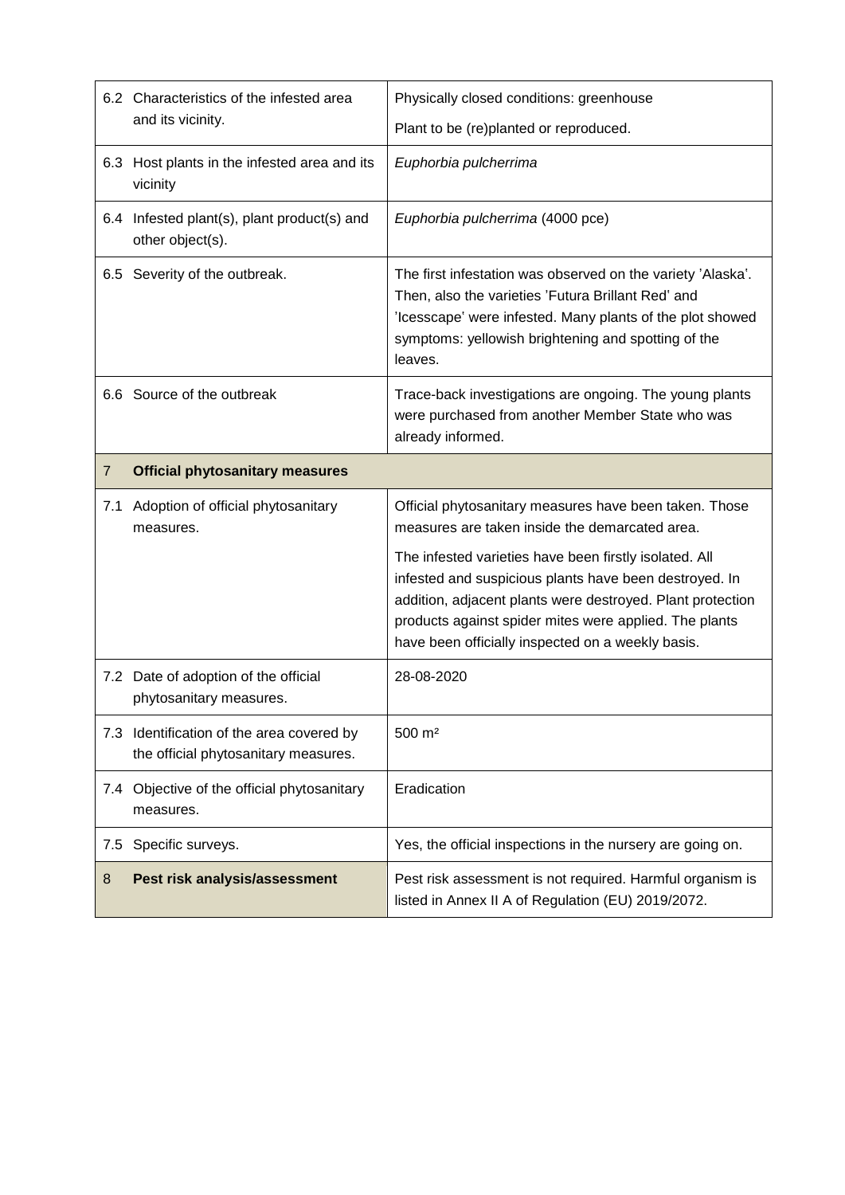| | | |
|---|---|---|
| 6.2 | Characteristics of the infested area and its vicinity. | Physically closed conditions: greenhouse<br><br>Plant to be (re)planted or reproduced. |
| 6.3 | Host plants in the infested area and its vicinity | *Euphorbia pulcherrima* |
| 6.4 | Infested plant(s), plant product(s) and other object(s). | *Euphorbia pulcherrima* (4000 pce) |
| 6.5 | Severity of the outbreak. | The first infestation was observed on the variety 'Alaska'. Then, also the varieties 'Futura Brillant Red' and 'Icesscape' were infested. Many plants of the plot showed symptoms: yellowish brightening and spotting of the leaves. |
| 6.6 | Source of the outbreak | Trace-back investigations are ongoing. The young plants were purchased from another Member State who was already informed. |
| 7 | **Official phytosanitary measures** | |
| 7.1 | Adoption of official phytosanitary measures. | Official phytosanitary measures have been taken. Those measures are taken inside the demarcated area.<br><br>The infested varieties have been firstly isolated. All infested and suspicious plants have been destroyed. In addition, adjacent plants were destroyed. Plant protection products against spider mites were applied. The plants have been officially inspected on a weekly basis. |
| 7.2 | Date of adoption of the official phytosanitary measures. | 28-08-2020 |
| 7.3 | Identification of the area covered by the official phytosanitary measures. | 500 m² |
| 7.4 | Objective of the official phytosanitary measures. | Eradication |
| 7.5 | Specific surveys. | Yes, the official inspections in the nursery are going on. |
| 8 | **Pest risk analysis/assessment** | Pest risk assessment is not required. Harmful organism is listed in Annex II A of Regulation (EU) 2019/2072. |